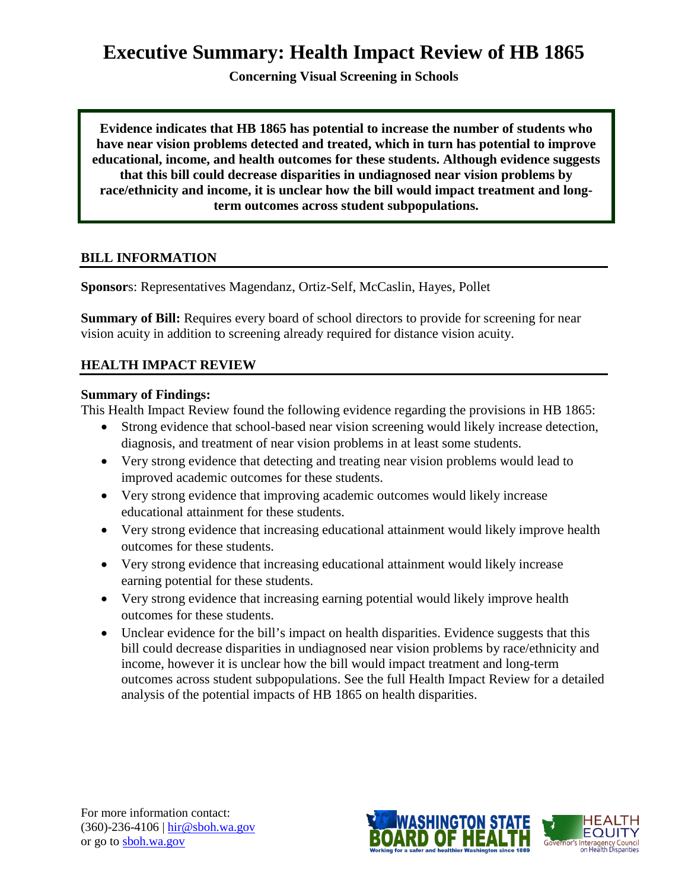# Executive Summary: Health Impact Review of HB 1865

**Concerning Visual Screening in Schools**

**Evidence indicates that HB 1865 has potential to increase the number of students who have near vision problems detected and treated, which in turn has potential to improve educational, income, and health outcomes for these students. Although evidence suggests that this bill could decrease disparities in undiagnosed near vision problems by race/ethnicity and income, it is unclear how the bill would impact treatment and long-term outcomes across student subpopulations.**

## BILL INFORMATION

**Sponsors**: Representatives Magendanz, Ortiz-Self, McCaslin, Hayes, Pollet

**Summary of Bill:** Requires every board of school directors to provide for screening for near vision acuity in addition to screening already required for distance vision acuity.

## HEALTH IMPACT REVIEW

**Summary of Findings:**

This Health Impact Review found the following evidence regarding the provisions in HB 1865:

- Strong evidence that school-based near vision screening would likely increase detection, diagnosis, and treatment of near vision problems in at least some students.
- Very strong evidence that detecting and treating near vision problems would lead to improved academic outcomes for these students.
- Very strong evidence that improving academic outcomes would likely increase educational attainment for these students.
- Very strong evidence that increasing educational attainment would likely improve health outcomes for these students.
- Very strong evidence that increasing educational attainment would likely increase earning potential for these students.
- Very strong evidence that increasing earning potential would likely improve health outcomes for these students.
- Unclear evidence for the bill's impact on health disparities. Evidence suggests that this bill could decrease disparities in undiagnosed near vision problems by race/ethnicity and income, however it is unclear how the bill would impact treatment and long-term outcomes across student subpopulations. See the full Health Impact Review for a detailed analysis of the potential impacts of HB 1865 on health disparities.

For more information contact:
(360)-236-4106 | hir@sboh.wa.gov
or go to sboh.wa.gov

WASHINGTON STATE BOARD OF HEALTH — Working for a safer and healthier Washington since 1889

HEALTH EQUITY — Governor's Interagency Council on Health Disparities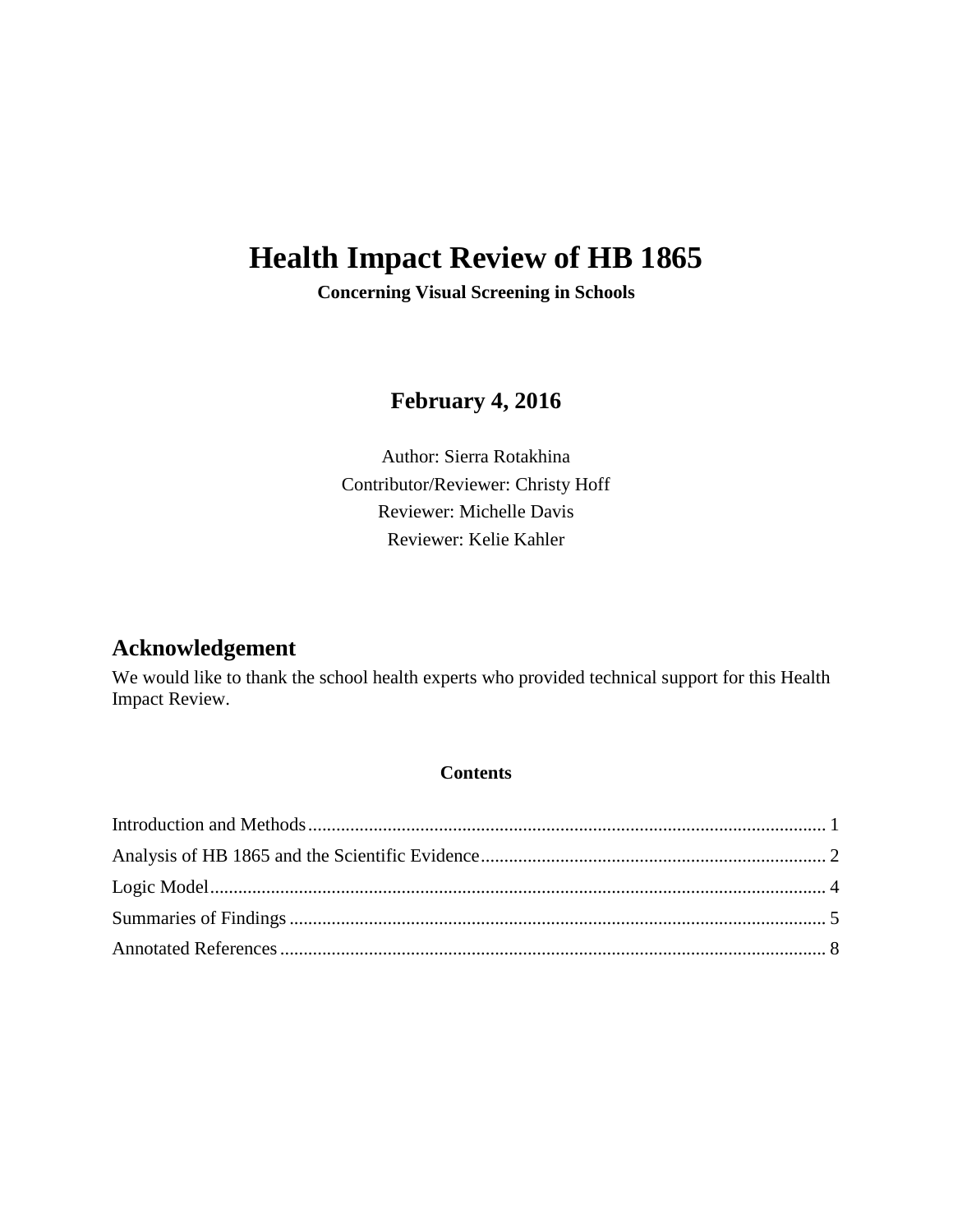# Health Impact Review of HB 1865

**Concerning Visual Screening in Schools**

## February 4, 2016

Author: Sierra Rotakhina
Contributor/Reviewer: Christy Hoff
Reviewer: Michelle Davis
Reviewer: Kelie Kahler

## Acknowledgement

We would like to thank the school health experts who provided technical support for this Health Impact Review.

**Contents**

Introduction and Methods ............................................................................................................ 1
Analysis of HB 1865 and the Scientific Evidence ......................................................................... 2
Logic Model ................................................................................................................................... 4
Summaries of Findings .................................................................................................................. 5
Annotated References .................................................................................................................... 8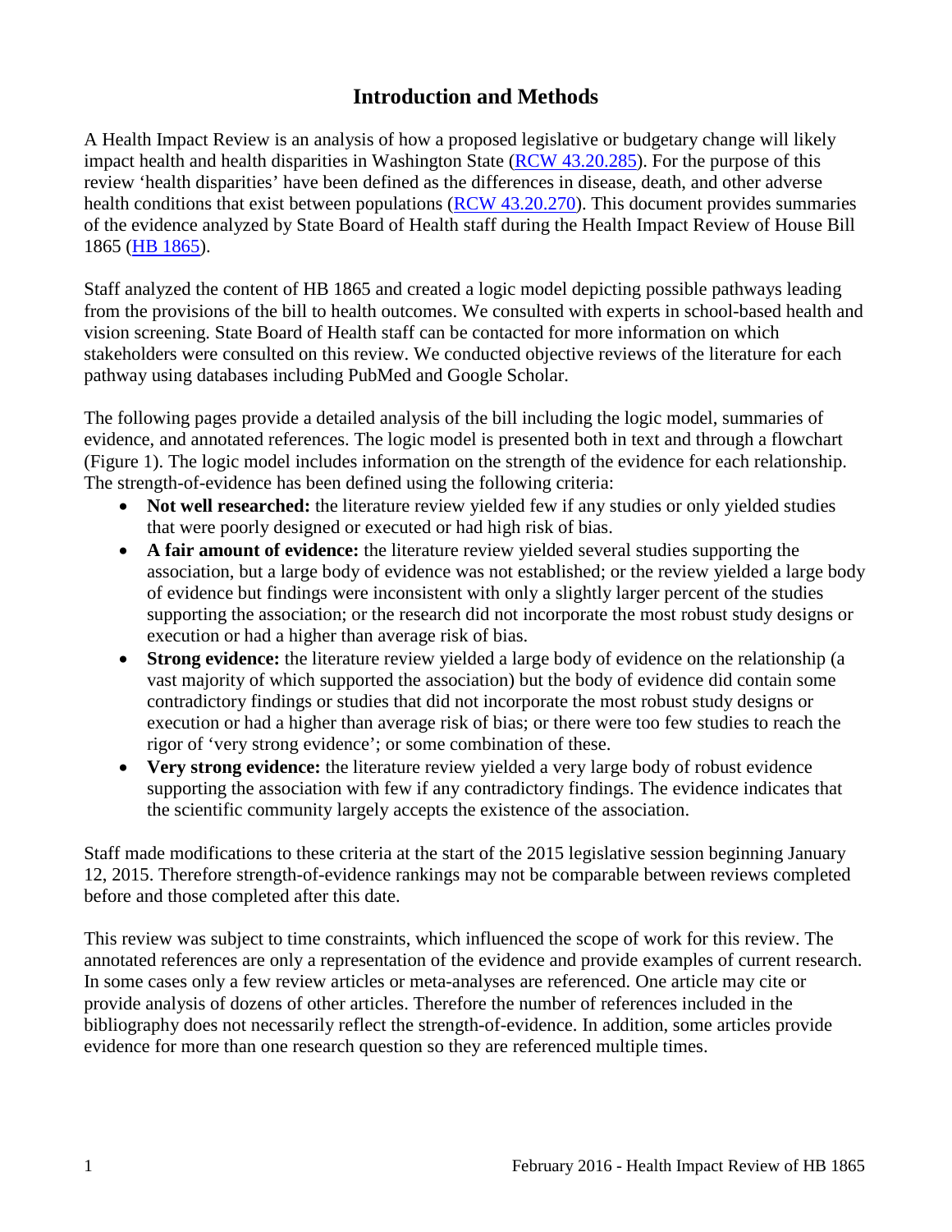# Introduction and Methods

A Health Impact Review is an analysis of how a proposed legislative or budgetary change will likely impact health and health disparities in Washington State (RCW 43.20.285). For the purpose of this review 'health disparities' have been defined as the differences in disease, death, and other adverse health conditions that exist between populations (RCW 43.20.270). This document provides summaries of the evidence analyzed by State Board of Health staff during the Health Impact Review of House Bill 1865 (HB 1865).

Staff analyzed the content of HB 1865 and created a logic model depicting possible pathways leading from the provisions of the bill to health outcomes. We consulted with experts in school-based health and vision screening. State Board of Health staff can be contacted for more information on which stakeholders were consulted on this review. We conducted objective reviews of the literature for each pathway using databases including PubMed and Google Scholar.

The following pages provide a detailed analysis of the bill including the logic model, summaries of evidence, and annotated references. The logic model is presented both in text and through a flowchart (Figure 1). The logic model includes information on the strength of the evidence for each relationship. The strength-of-evidence has been defined using the following criteria:

- **Not well researched:** the literature review yielded few if any studies or only yielded studies that were poorly designed or executed or had high risk of bias.
- **A fair amount of evidence:** the literature review yielded several studies supporting the association, but a large body of evidence was not established; or the review yielded a large body of evidence but findings were inconsistent with only a slightly larger percent of the studies supporting the association; or the research did not incorporate the most robust study designs or execution or had a higher than average risk of bias.
- **Strong evidence:** the literature review yielded a large body of evidence on the relationship (a vast majority of which supported the association) but the body of evidence did contain some contradictory findings or studies that did not incorporate the most robust study designs or execution or had a higher than average risk of bias; or there were too few studies to reach the rigor of 'very strong evidence'; or some combination of these.
- **Very strong evidence:** the literature review yielded a very large body of robust evidence supporting the association with few if any contradictory findings. The evidence indicates that the scientific community largely accepts the existence of the association.

Staff made modifications to these criteria at the start of the 2015 legislative session beginning January 12, 2015. Therefore strength-of-evidence rankings may not be comparable between reviews completed before and those completed after this date.

This review was subject to time constraints, which influenced the scope of work for this review. The annotated references are only a representation of the evidence and provide examples of current research. In some cases only a few review articles or meta-analyses are referenced. One article may cite or provide analysis of dozens of other articles. Therefore the number of references included in the bibliography does not necessarily reflect the strength-of-evidence. In addition, some articles provide evidence for more than one research question so they are referenced multiple times.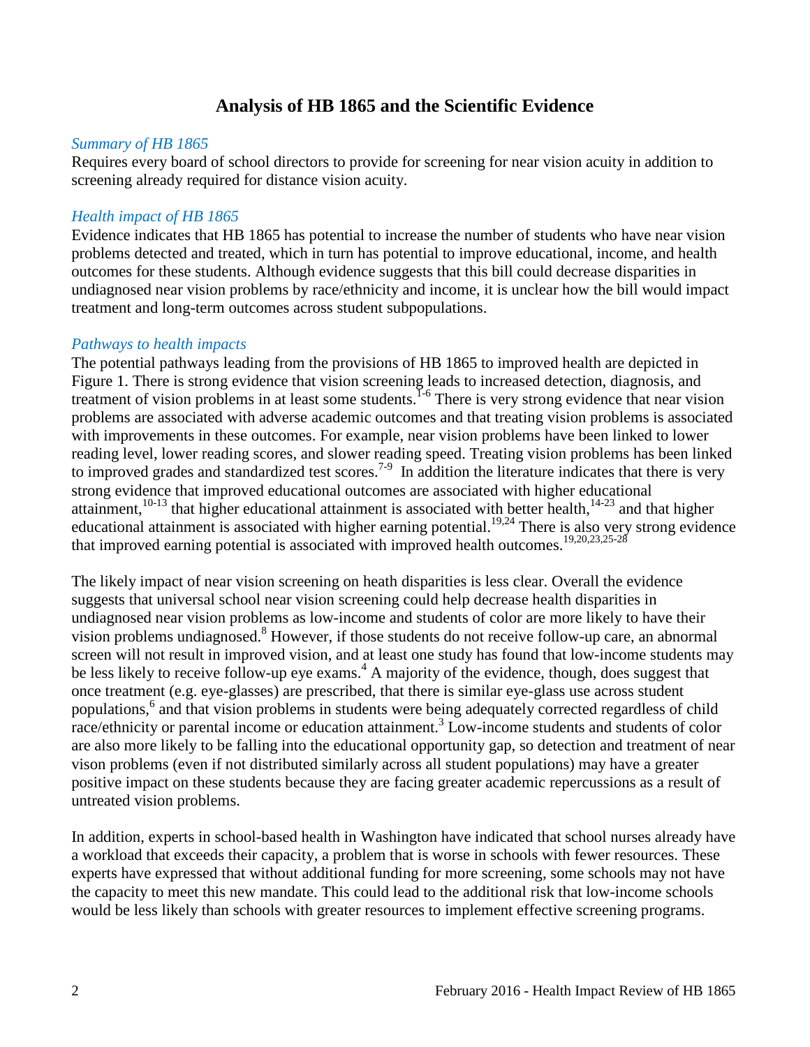# Analysis of HB 1865 and the Scientific Evidence

*Summary of HB 1865*

Requires every board of school directors to provide for screening for near vision acuity in addition to screening already required for distance vision acuity.

*Health impact of HB 1865*

Evidence indicates that HB 1865 has potential to increase the number of students who have near vision problems detected and treated, which in turn has potential to improve educational, income, and health outcomes for these students. Although evidence suggests that this bill could decrease disparities in undiagnosed near vision problems by race/ethnicity and income, it is unclear how the bill would impact treatment and long-term outcomes across student subpopulations.

*Pathways to health impacts*

The potential pathways leading from the provisions of HB 1865 to improved health are depicted in Figure 1. There is strong evidence that vision screening leads to increased detection, diagnosis, and treatment of vision problems in at least some students.[1-6] There is very strong evidence that near vision problems are associated with adverse academic outcomes and that treating vision problems is associated with improvements in these outcomes. For example, near vision problems have been linked to lower reading level, lower reading scores, and slower reading speed. Treating vision problems has been linked to improved grades and standardized test scores.[7-9] In addition the literature indicates that there is very strong evidence that improved educational outcomes are associated with higher educational attainment,[10-13] that higher educational attainment is associated with better health,[14-23] and that higher educational attainment is associated with higher earning potential.[19,24] There is also very strong evidence that improved earning potential is associated with improved health outcomes.[19,20,23,25-28]

The likely impact of near vision screening on heath disparities is less clear. Overall the evidence suggests that universal school near vision screening could help decrease health disparities in undiagnosed near vision problems as low-income and students of color are more likely to have their vision problems undiagnosed.[8] However, if those students do not receive follow-up care, an abnormal screen will not result in improved vision, and at least one study has found that low-income students may be less likely to receive follow-up eye exams.[4] A majority of the evidence, though, does suggest that once treatment (e.g. eye-glasses) are prescribed, that there is similar eye-glass use across student populations,[6] and that vision problems in students were being adequately corrected regardless of child race/ethnicity or parental income or education attainment.[3] Low-income students and students of color are also more likely to be falling into the educational opportunity gap, so detection and treatment of near vison problems (even if not distributed similarly across all student populations) may have a greater positive impact on these students because they are facing greater academic repercussions as a result of untreated vision problems.

In addition, experts in school-based health in Washington have indicated that school nurses already have a workload that exceeds their capacity, a problem that is worse in schools with fewer resources. These experts have expressed that without additional funding for more screening, some schools may not have the capacity to meet this new mandate. This could lead to the additional risk that low-income schools would be less likely than schools with greater resources to implement effective screening programs.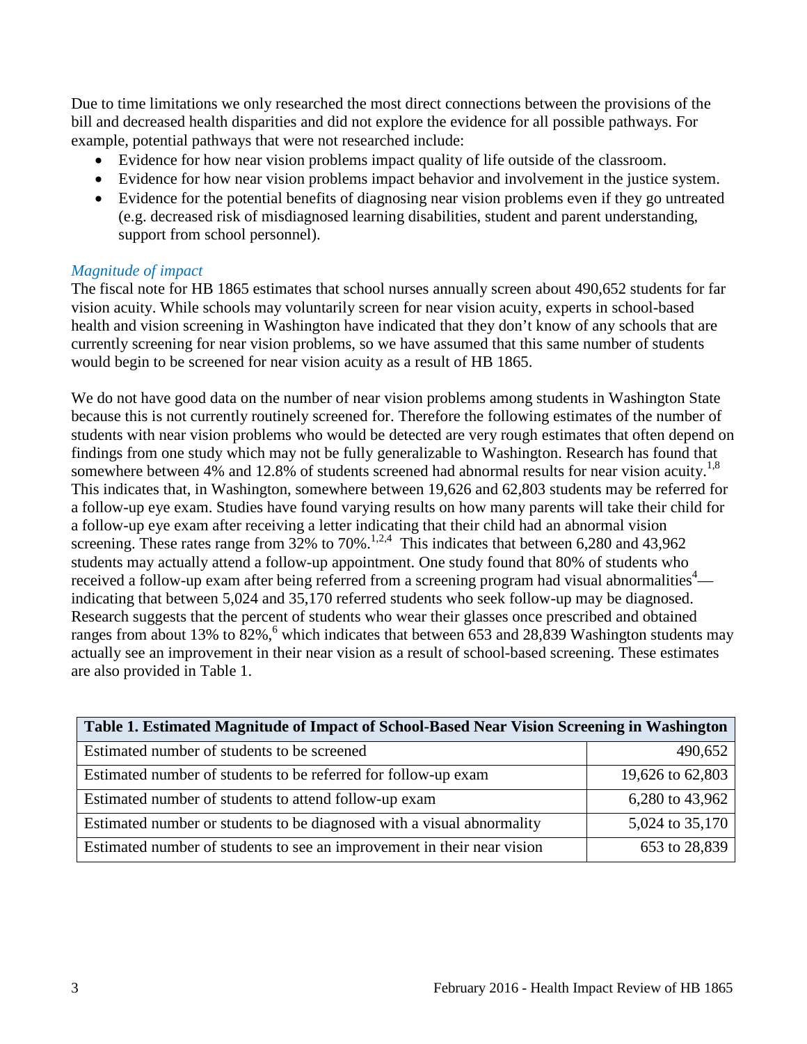Due to time limitations we only researched the most direct connections between the provisions of the bill and decreased health disparities and did not explore the evidence for all possible pathways. For example, potential pathways that were not researched include:

- Evidence for how near vision problems impact quality of life outside of the classroom.
- Evidence for how near vision problems impact behavior and involvement in the justice system.
- Evidence for the potential benefits of diagnosing near vision problems even if they go untreated (e.g. decreased risk of misdiagnosed learning disabilities, student and parent understanding, support from school personnel).

### *Magnitude of impact*

The fiscal note for HB 1865 estimates that school nurses annually screen about 490,652 students for far vision acuity. While schools may voluntarily screen for near vision acuity, experts in school-based health and vision screening in Washington have indicated that they don't know of any schools that are currently screening for near vision problems, so we have assumed that this same number of students would begin to be screened for near vision acuity as a result of HB 1865.

We do not have good data on the number of near vision problems among students in Washington State because this is not currently routinely screened for. Therefore the following estimates of the number of students with near vision problems who would be detected are very rough estimates that often depend on findings from one study which may not be fully generalizable to Washington. Research has found that somewhere between 4% and 12.8% of students screened had abnormal results for near vision acuity.[1,8] This indicates that, in Washington, somewhere between 19,626 and 62,803 students may be referred for a follow-up eye exam. Studies have found varying results on how many parents will take their child for a follow-up eye exam after receiving a letter indicating that their child had an abnormal vision screening. These rates range from 32% to 70%.[1,2,4] This indicates that between 6,280 and 43,962 students may actually attend a follow-up appointment. One study found that 80% of students who received a follow-up exam after being referred from a screening program had visual abnormalities[4]—indicating that between 5,024 and 35,170 referred students who seek follow-up may be diagnosed. Research suggests that the percent of students who wear their glasses once prescribed and obtained ranges from about 13% to 82%,[6] which indicates that between 653 and 28,839 Washington students may actually see an improvement in their near vision as a result of school-based screening. These estimates are also provided in Table 1.

| Table 1. Estimated Magnitude of Impact of School-Based Near Vision Screening in Washington | |
|---|---|
| Estimated number of students to be screened | 490,652 |
| Estimated number of students to be referred for follow-up exam | 19,626 to 62,803 |
| Estimated number of students to attend follow-up exam | 6,280 to 43,962 |
| Estimated number or students to be diagnosed with a visual abnormality | 5,024 to 35,170 |
| Estimated number of students to see an improvement in their near vision | 653 to 28,839 |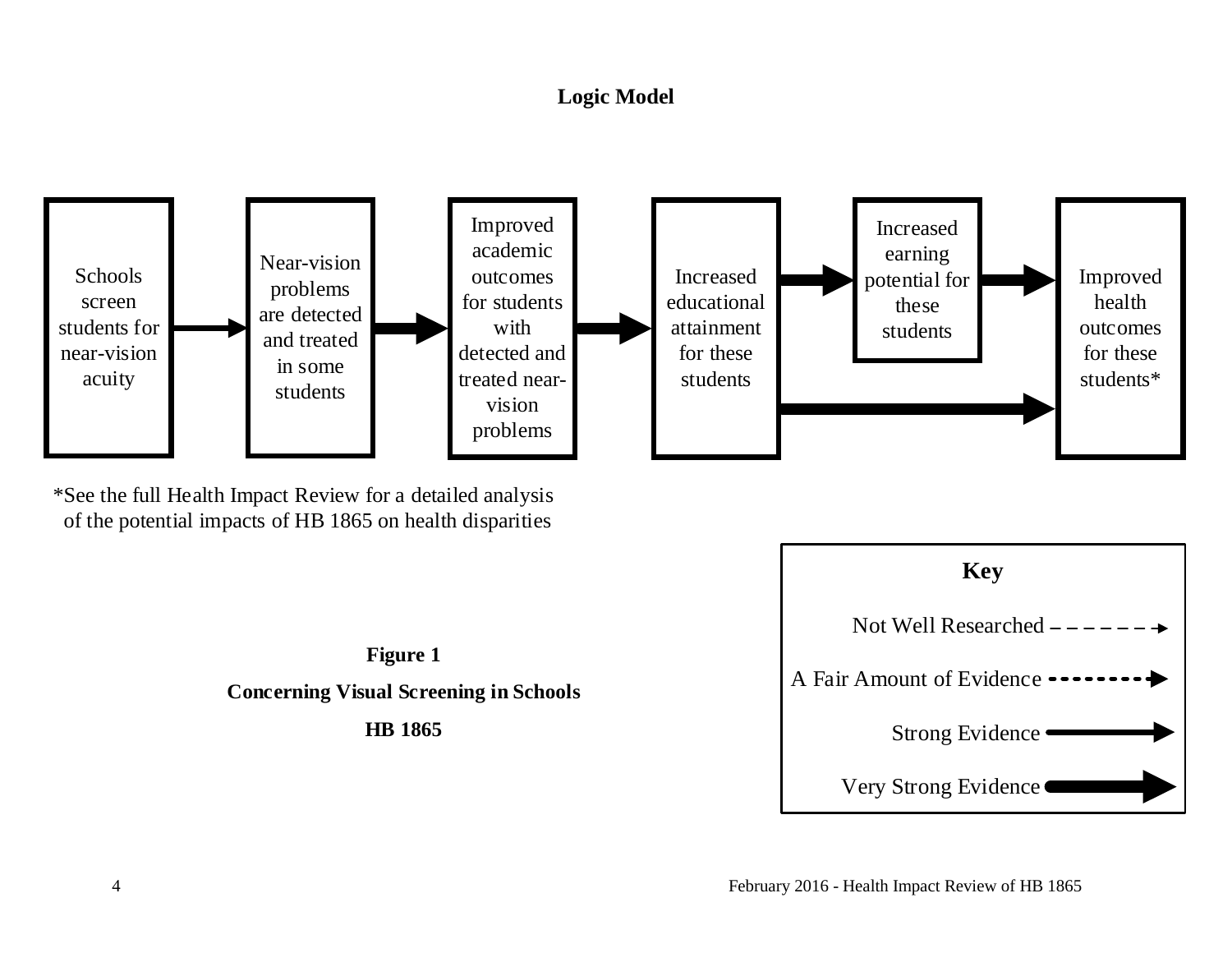## Logic Model

Schools screen students for near-vision acuity → Near-vision problems are detected and treated in some students → Improved academic outcomes for students with detected and treated near-vision problems → Increased educational attainment for these students → Increased earning potential for these students → Improved health outcomes for these students*

Increased educational attainment for these students → Improved health outcomes for these students*

*See the full Health Impact Review for a detailed analysis of the potential impacts of HB 1865 on health disparities

**Key**

Not Well Researched

A Fair Amount of Evidence

Strong Evidence

Very Strong Evidence

**Figure 1**

**Concerning Visual Screening in Schools**

**HB 1865**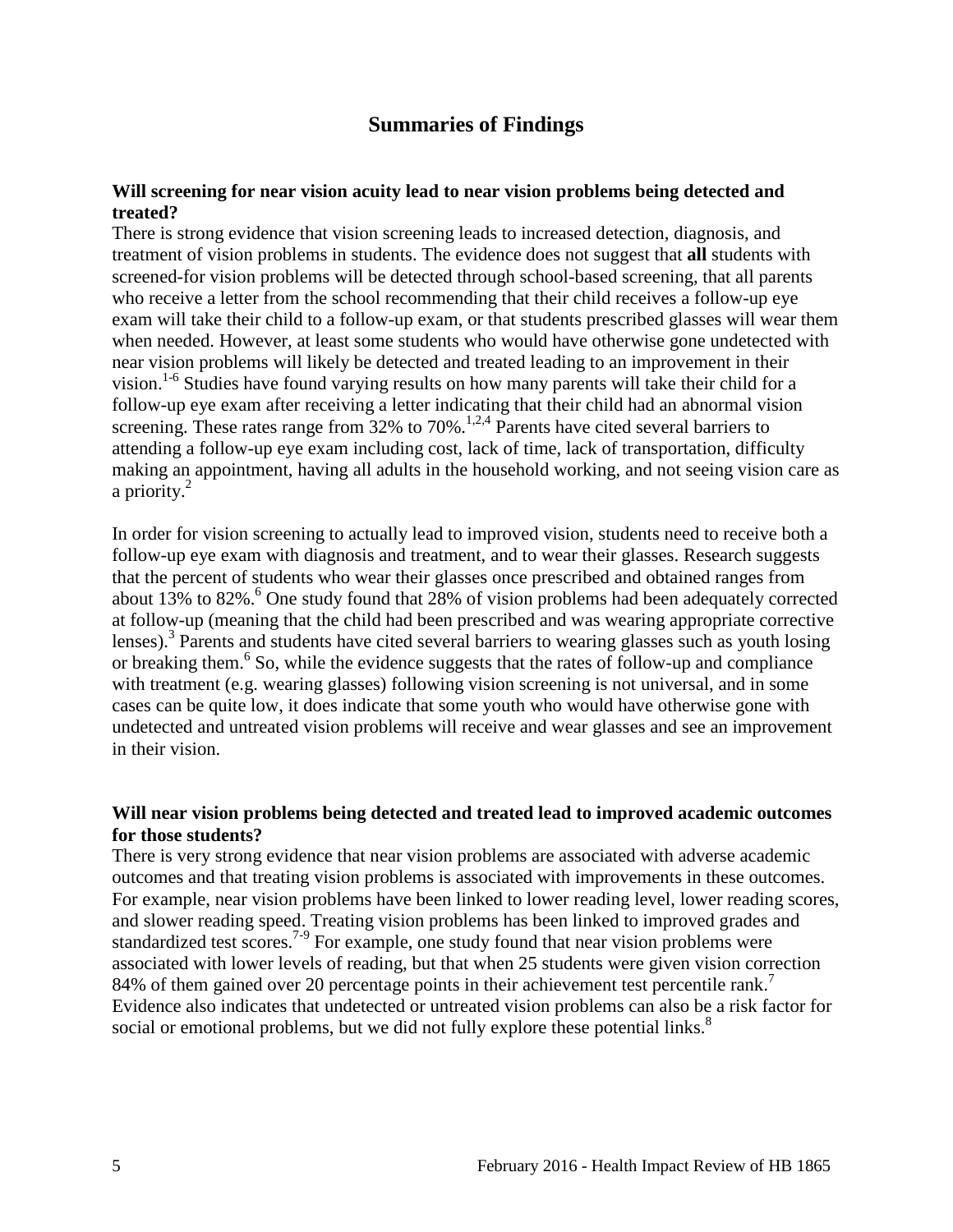# Summaries of Findings

**Will screening for near vision acuity lead to near vision problems being detected and treated?**

There is strong evidence that vision screening leads to increased detection, diagnosis, and treatment of vision problems in students. The evidence does not suggest that **all** students with screened-for vision problems will be detected through school-based screening, that all parents who receive a letter from the school recommending that their child receives a follow-up eye exam will take their child to a follow-up exam, or that students prescribed glasses will wear them when needed. However, at least some students who would have otherwise gone undetected with near vision problems will likely be detected and treated leading to an improvement in their vision.[1-6] Studies have found varying results on how many parents will take their child for a follow-up eye exam after receiving a letter indicating that their child had an abnormal vision screening. These rates range from 32% to 70%.[1,2,4] Parents have cited several barriers to attending a follow-up eye exam including cost, lack of time, lack of transportation, difficulty making an appointment, having all adults in the household working, and not seeing vision care as a priority.[2]

In order for vision screening to actually lead to improved vision, students need to receive both a follow-up eye exam with diagnosis and treatment, and to wear their glasses. Research suggests that the percent of students who wear their glasses once prescribed and obtained ranges from about 13% to 82%.[6] One study found that 28% of vision problems had been adequately corrected at follow-up (meaning that the child had been prescribed and was wearing appropriate corrective lenses).[3] Parents and students have cited several barriers to wearing glasses such as youth losing or breaking them.[6] So, while the evidence suggests that the rates of follow-up and compliance with treatment (e.g. wearing glasses) following vision screening is not universal, and in some cases can be quite low, it does indicate that some youth who would have otherwise gone with undetected and untreated vision problems will receive and wear glasses and see an improvement in their vision.

**Will near vision problems being detected and treated lead to improved academic outcomes for those students?**

There is very strong evidence that near vision problems are associated with adverse academic outcomes and that treating vision problems is associated with improvements in these outcomes. For example, near vision problems have been linked to lower reading level, lower reading scores, and slower reading speed. Treating vision problems has been linked to improved grades and standardized test scores.[7-9] For example, one study found that near vision problems were associated with lower levels of reading, but that when 25 students were given vision correction 84% of them gained over 20 percentage points in their achievement test percentile rank.[7] Evidence also indicates that undetected or untreated vision problems can also be a risk factor for social or emotional problems, but we did not fully explore these potential links.[8]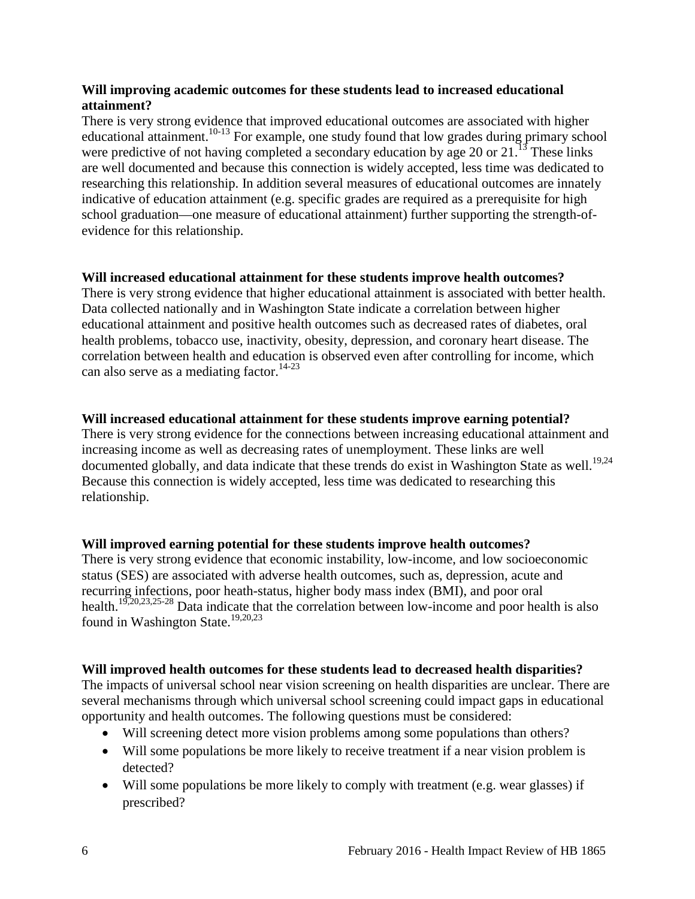**Will improving academic outcomes for these students lead to increased educational attainment?**

There is very strong evidence that improved educational outcomes are associated with higher educational attainment.[10-13] For example, one study found that low grades during primary school were predictive of not having completed a secondary education by age 20 or 21.[13] These links are well documented and because this connection is widely accepted, less time was dedicated to researching this relationship. In addition several measures of educational outcomes are innately indicative of education attainment (e.g. specific grades are required as a prerequisite for high school graduation—one measure of educational attainment) further supporting the strength-of-evidence for this relationship.

**Will increased educational attainment for these students improve health outcomes?**

There is very strong evidence that higher educational attainment is associated with better health. Data collected nationally and in Washington State indicate a correlation between higher educational attainment and positive health outcomes such as decreased rates of diabetes, oral health problems, tobacco use, inactivity, obesity, depression, and coronary heart disease. The correlation between health and education is observed even after controlling for income, which can also serve as a mediating factor.[14-23]

**Will increased educational attainment for these students improve earning potential?**

There is very strong evidence for the connections between increasing educational attainment and increasing income as well as decreasing rates of unemployment. These links are well documented globally, and data indicate that these trends do exist in Washington State as well.[19,24] Because this connection is widely accepted, less time was dedicated to researching this relationship.

**Will improved earning potential for these students improve health outcomes?**

There is very strong evidence that economic instability, low-income, and low socioeconomic status (SES) are associated with adverse health outcomes, such as, depression, acute and recurring infections, poor heath-status, higher body mass index (BMI), and poor oral health.[19,20,23,25-28] Data indicate that the correlation between low-income and poor health is also found in Washington State.[19,20,23]

**Will improved health outcomes for these students lead to decreased health disparities?**

The impacts of universal school near vision screening on health disparities are unclear. There are several mechanisms through which universal school screening could impact gaps in educational opportunity and health outcomes. The following questions must be considered:

- Will screening detect more vision problems among some populations than others?
- Will some populations be more likely to receive treatment if a near vision problem is detected?
- Will some populations be more likely to comply with treatment (e.g. wear glasses) if prescribed?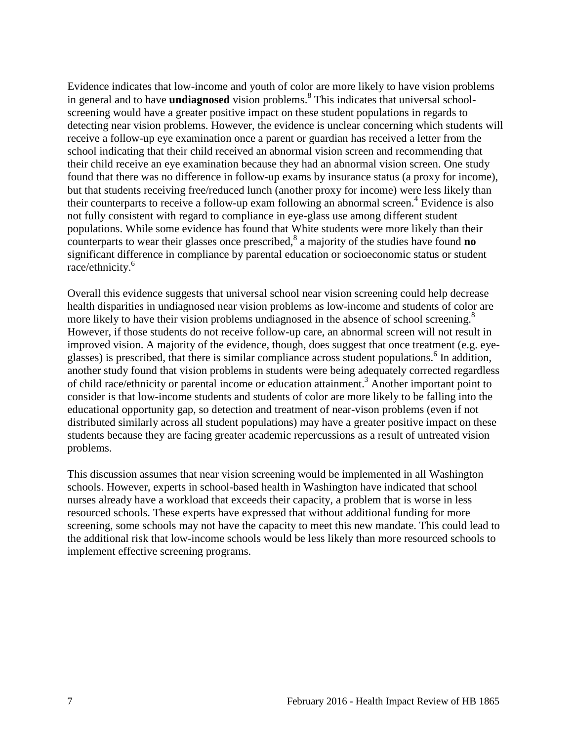Evidence indicates that low-income and youth of color are more likely to have vision problems in general and to have **undiagnosed** vision problems.[8] This indicates that universal school-screening would have a greater positive impact on these student populations in regards to detecting near vision problems. However, the evidence is unclear concerning which students will receive a follow-up eye examination once a parent or guardian has received a letter from the school indicating that their child received an abnormal vision screen and recommending that their child receive an eye examination because they had an abnormal vision screen. One study found that there was no difference in follow-up exams by insurance status (a proxy for income), but that students receiving free/reduced lunch (another proxy for income) were less likely than their counterparts to receive a follow-up exam following an abnormal screen.[4] Evidence is also not fully consistent with regard to compliance in eye-glass use among different student populations. While some evidence has found that White students were more likely than their counterparts to wear their glasses once prescribed,[8] a majority of the studies have found **no** significant difference in compliance by parental education or socioeconomic status or student race/ethnicity.[6]

Overall this evidence suggests that universal school near vision screening could help decrease health disparities in undiagnosed near vision problems as low-income and students of color are more likely to have their vision problems undiagnosed in the absence of school screening.[8] However, if those students do not receive follow-up care, an abnormal screen will not result in improved vision. A majority of the evidence, though, does suggest that once treatment (e.g. eye-glasses) is prescribed, that there is similar compliance across student populations.[6] In addition, another study found that vision problems in students were being adequately corrected regardless of child race/ethnicity or parental income or education attainment.[3] Another important point to consider is that low-income students and students of color are more likely to be falling into the educational opportunity gap, so detection and treatment of near-vison problems (even if not distributed similarly across all student populations) may have a greater positive impact on these students because they are facing greater academic repercussions as a result of untreated vision problems.

This discussion assumes that near vision screening would be implemented in all Washington schools. However, experts in school-based health in Washington have indicated that school nurses already have a workload that exceeds their capacity, a problem that is worse in less resourced schools. These experts have expressed that without additional funding for more screening, some schools may not have the capacity to meet this new mandate. This could lead to the additional risk that low-income schools would be less likely than more resourced schools to implement effective screening programs.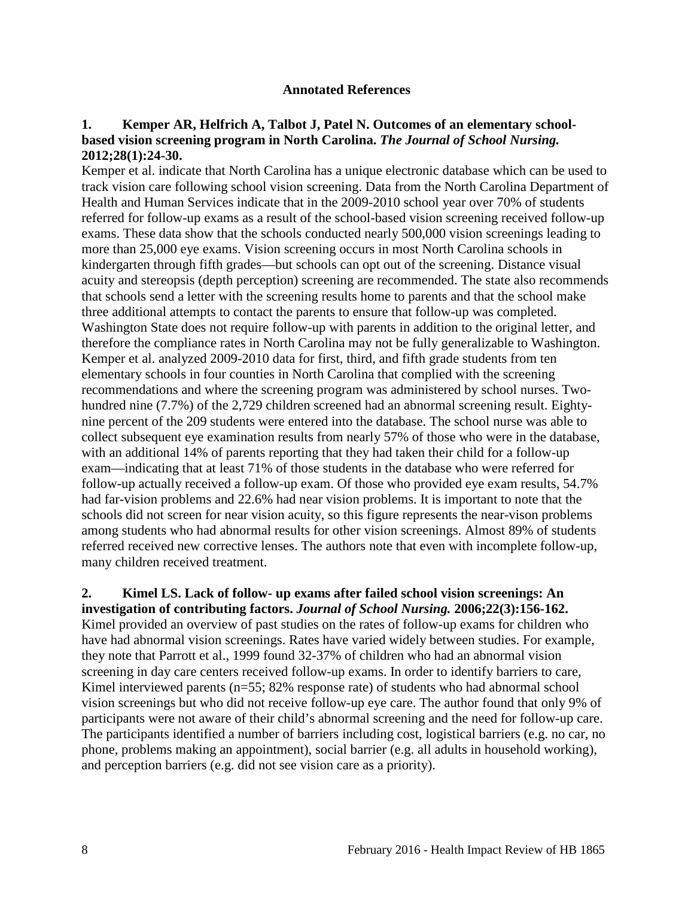## Annotated References

**1. Kemper AR, Helfrich A, Talbot J, Patel N. Outcomes of an elementary school-based vision screening program in North Carolina. *The Journal of School Nursing.* 2012;28(1):24-30.**

Kemper et al. indicate that North Carolina has a unique electronic database which can be used to track vision care following school vision screening. Data from the North Carolina Department of Health and Human Services indicate that in the 2009-2010 school year over 70% of students referred for follow-up exams as a result of the school-based vision screening received follow-up exams. These data show that the schools conducted nearly 500,000 vision screenings leading to more than 25,000 eye exams. Vision screening occurs in most North Carolina schools in kindergarten through fifth grades—but schools can opt out of the screening. Distance visual acuity and stereopsis (depth perception) screening are recommended. The state also recommends that schools send a letter with the screening results home to parents and that the school make three additional attempts to contact the parents to ensure that follow-up was completed. Washington State does not require follow-up with parents in addition to the original letter, and therefore the compliance rates in North Carolina may not be fully generalizable to Washington. Kemper et al. analyzed 2009-2010 data for first, third, and fifth grade students from ten elementary schools in four counties in North Carolina that complied with the screening recommendations and where the screening program was administered by school nurses. Two-hundred nine (7.7%) of the 2,729 children screened had an abnormal screening result. Eighty-nine percent of the 209 students were entered into the database. The school nurse was able to collect subsequent eye examination results from nearly 57% of those who were in the database, with an additional 14% of parents reporting that they had taken their child for a follow-up exam—indicating that at least 71% of those students in the database who were referred for follow-up actually received a follow-up exam. Of those who provided eye exam results, 54.7% had far-vision problems and 22.6% had near vision problems. It is important to note that the schools did not screen for near vision acuity, so this figure represents the near-vison problems among students who had abnormal results for other vision screenings. Almost 89% of students referred received new corrective lenses. The authors note that even with incomplete follow-up, many children received treatment.

**2. Kimel LS. Lack of follow- up exams after failed school vision screenings: An investigation of contributing factors. *Journal of School Nursing.* 2006;22(3):156-162.**

Kimel provided an overview of past studies on the rates of follow-up exams for children who have had abnormal vision screenings. Rates have varied widely between studies. For example, they note that Parrott et al., 1999 found 32-37% of children who had an abnormal vision screening in day care centers received follow-up exams. In order to identify barriers to care, Kimel interviewed parents (n=55; 82% response rate) of students who had abnormal school vision screenings but who did not receive follow-up eye care. The author found that only 9% of participants were not aware of their child's abnormal screening and the need for follow-up care. The participants identified a number of barriers including cost, logistical barriers (e.g. no car, no phone, problems making an appointment), social barrier (e.g. all adults in household working), and perception barriers (e.g. did not see vision care as a priority).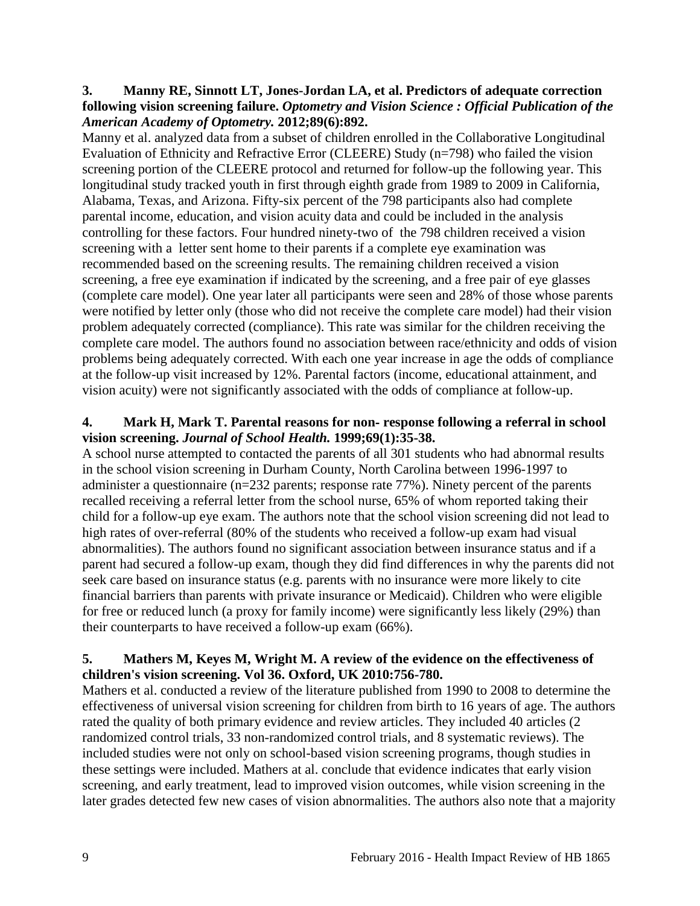**3. Manny RE, Sinnott LT, Jones-Jordan LA, et al. Predictors of adequate correction following vision screening failure.** ***Optometry and Vision Science : Official Publication of the American Academy of Optometry.*** **2012;89(6):892.**

Manny et al. analyzed data from a subset of children enrolled in the Collaborative Longitudinal Evaluation of Ethnicity and Refractive Error (CLEERE) Study (n=798) who failed the vision screening portion of the CLEERE protocol and returned for follow-up the following year. This longitudinal study tracked youth in first through eighth grade from 1989 to 2009 in California, Alabama, Texas, and Arizona. Fifty-six percent of the 798 participants also had complete parental income, education, and vision acuity data and could be included in the analysis controlling for these factors. Four hundred ninety-two of the 798 children received a vision screening with a letter sent home to their parents if a complete eye examination was recommended based on the screening results. The remaining children received a vision screening, a free eye examination if indicated by the screening, and a free pair of eye glasses (complete care model). One year later all participants were seen and 28% of those whose parents were notified by letter only (those who did not receive the complete care model) had their vision problem adequately corrected (compliance). This rate was similar for the children receiving the complete care model. The authors found no association between race/ethnicity and odds of vision problems being adequately corrected. With each one year increase in age the odds of compliance at the follow-up visit increased by 12%. Parental factors (income, educational attainment, and vision acuity) were not significantly associated with the odds of compliance at follow-up.

**4. Mark H, Mark T. Parental reasons for non- response following a referral in school vision screening.** ***Journal of School Health.*** **1999;69(1):35-38.**

A school nurse attempted to contacted the parents of all 301 students who had abnormal results in the school vision screening in Durham County, North Carolina between 1996-1997 to administer a questionnaire (n=232 parents; response rate 77%). Ninety percent of the parents recalled receiving a referral letter from the school nurse, 65% of whom reported taking their child for a follow-up eye exam. The authors note that the school vision screening did not lead to high rates of over-referral (80% of the students who received a follow-up exam had visual abnormalities). The authors found no significant association between insurance status and if a parent had secured a follow-up exam, though they did find differences in why the parents did not seek care based on insurance status (e.g. parents with no insurance were more likely to cite financial barriers than parents with private insurance or Medicaid). Children who were eligible for free or reduced lunch (a proxy for family income) were significantly less likely (29%) than their counterparts to have received a follow-up exam (66%).

**5. Mathers M, Keyes M, Wright M. A review of the evidence on the effectiveness of children's vision screening. Vol 36. Oxford, UK 2010:756-780.**

Mathers et al. conducted a review of the literature published from 1990 to 2008 to determine the effectiveness of universal vision screening for children from birth to 16 years of age. The authors rated the quality of both primary evidence and review articles. They included 40 articles (2 randomized control trials, 33 non-randomized control trials, and 8 systematic reviews). The included studies were not only on school-based vision screening programs, though studies in these settings were included. Mathers at al. conclude that evidence indicates that early vision screening, and early treatment, lead to improved vision outcomes, while vision screening in the later grades detected few new cases of vision abnormalities. The authors also note that a majority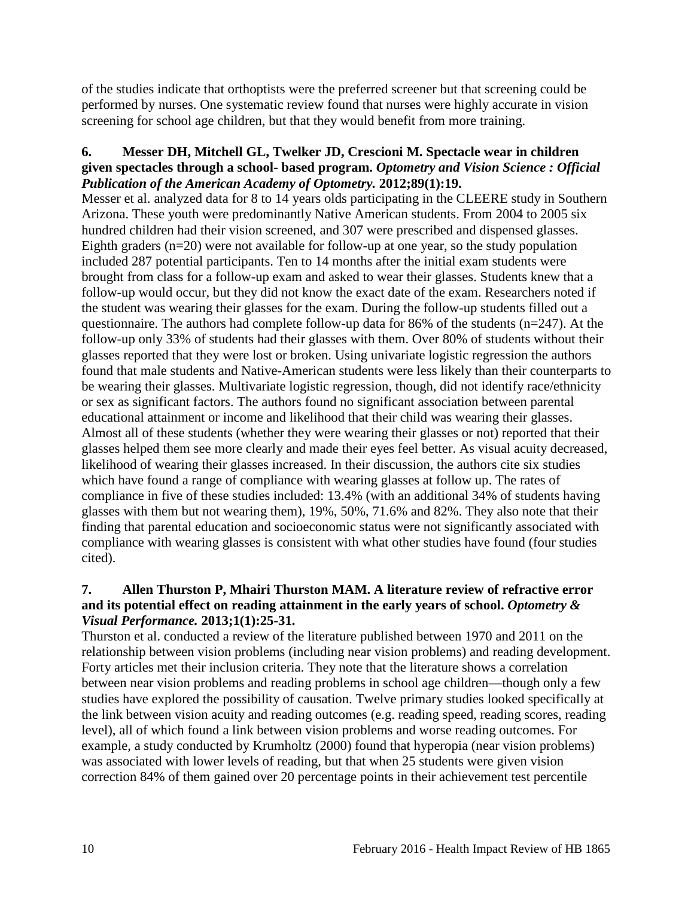of the studies indicate that orthoptists were the preferred screener but that screening could be performed by nurses. One systematic review found that nurses were highly accurate in vision screening for school age children, but that they would benefit from more training.

**6. Messer DH, Mitchell GL, Twelker JD, Crescioni M. Spectacle wear in children given spectacles through a school- based program. *Optometry and Vision Science : Official Publication of the American Academy of Optometry.* 2012;89(1):19.**

Messer et al. analyzed data for 8 to 14 years olds participating in the CLEERE study in Southern Arizona. These youth were predominantly Native American students. From 2004 to 2005 six hundred children had their vision screened, and 307 were prescribed and dispensed glasses. Eighth graders (n=20) were not available for follow-up at one year, so the study population included 287 potential participants. Ten to 14 months after the initial exam students were brought from class for a follow-up exam and asked to wear their glasses. Students knew that a follow-up would occur, but they did not know the exact date of the exam. Researchers noted if the student was wearing their glasses for the exam. During the follow-up students filled out a questionnaire. The authors had complete follow-up data for 86% of the students (n=247). At the follow-up only 33% of students had their glasses with them. Over 80% of students without their glasses reported that they were lost or broken. Using univariate logistic regression the authors found that male students and Native-American students were less likely than their counterparts to be wearing their glasses. Multivariate logistic regression, though, did not identify race/ethnicity or sex as significant factors. The authors found no significant association between parental educational attainment or income and likelihood that their child was wearing their glasses. Almost all of these students (whether they were wearing their glasses or not) reported that their glasses helped them see more clearly and made their eyes feel better. As visual acuity decreased, likelihood of wearing their glasses increased. In their discussion, the authors cite six studies which have found a range of compliance with wearing glasses at follow up. The rates of compliance in five of these studies included: 13.4% (with an additional 34% of students having glasses with them but not wearing them), 19%, 50%, 71.6% and 82%. They also note that their finding that parental education and socioeconomic status were not significantly associated with compliance with wearing glasses is consistent with what other studies have found (four studies cited).

**7. Allen Thurston P, Mhairi Thurston MAM. A literature review of refractive error and its potential effect on reading attainment in the early years of school. *Optometry & Visual Performance.* 2013;1(1):25-31.**

Thurston et al. conducted a review of the literature published between 1970 and 2011 on the relationship between vision problems (including near vision problems) and reading development. Forty articles met their inclusion criteria. They note that the literature shows a correlation between near vision problems and reading problems in school age children—though only a few studies have explored the possibility of causation. Twelve primary studies looked specifically at the link between vision acuity and reading outcomes (e.g. reading speed, reading scores, reading level), all of which found a link between vision problems and worse reading outcomes. For example, a study conducted by Krumholtz (2000) found that hyperopia (near vision problems) was associated with lower levels of reading, but that when 25 students were given vision correction 84% of them gained over 20 percentage points in their achievement test percentile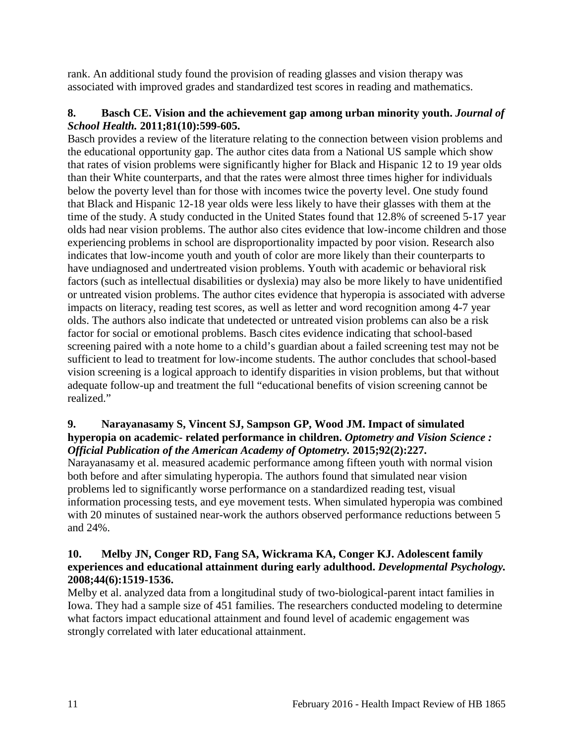rank. An additional study found the provision of reading glasses and vision therapy was associated with improved grades and standardized test scores in reading and mathematics.

**8. Basch CE. Vision and the achievement gap among urban minority youth. *Journal of School Health.* 2011;81(10):599-605.**

Basch provides a review of the literature relating to the connection between vision problems and the educational opportunity gap. The author cites data from a National US sample which show that rates of vision problems were significantly higher for Black and Hispanic 12 to 19 year olds than their White counterparts, and that the rates were almost three times higher for individuals below the poverty level than for those with incomes twice the poverty level. One study found that Black and Hispanic 12-18 year olds were less likely to have their glasses with them at the time of the study. A study conducted in the United States found that 12.8% of screened 5-17 year olds had near vision problems. The author also cites evidence that low-income children and those experiencing problems in school are disproportionality impacted by poor vision. Research also indicates that low-income youth and youth of color are more likely than their counterparts to have undiagnosed and undertreated vision problems. Youth with academic or behavioral risk factors (such as intellectual disabilities or dyslexia) may also be more likely to have unidentified or untreated vision problems. The author cites evidence that hyperopia is associated with adverse impacts on literacy, reading test scores, as well as letter and word recognition among 4-7 year olds. The authors also indicate that undetected or untreated vision problems can also be a risk factor for social or emotional problems. Basch cites evidence indicating that school-based screening paired with a note home to a child's guardian about a failed screening test may not be sufficient to lead to treatment for low-income students. The author concludes that school-based vision screening is a logical approach to identify disparities in vision problems, but that without adequate follow-up and treatment the full "educational benefits of vision screening cannot be realized."

**9. Narayanasamy S, Vincent SJ, Sampson GP, Wood JM. Impact of simulated hyperopia on academic- related performance in children. *Optometry and Vision Science : Official Publication of the American Academy of Optometry.* 2015;92(2):227.**

Narayanasamy et al. measured academic performance among fifteen youth with normal vision both before and after simulating hyperopia. The authors found that simulated near vision problems led to significantly worse performance on a standardized reading test, visual information processing tests, and eye movement tests. When simulated hyperopia was combined with 20 minutes of sustained near-work the authors observed performance reductions between 5 and 24%.

**10. Melby JN, Conger RD, Fang SA, Wickrama KA, Conger KJ. Adolescent family experiences and educational attainment during early adulthood. *Developmental Psychology.* 2008;44(6):1519-1536.**

Melby et al. analyzed data from a longitudinal study of two-biological-parent intact families in Iowa. They had a sample size of 451 families. The researchers conducted modeling to determine what factors impact educational attainment and found level of academic engagement was strongly correlated with later educational attainment.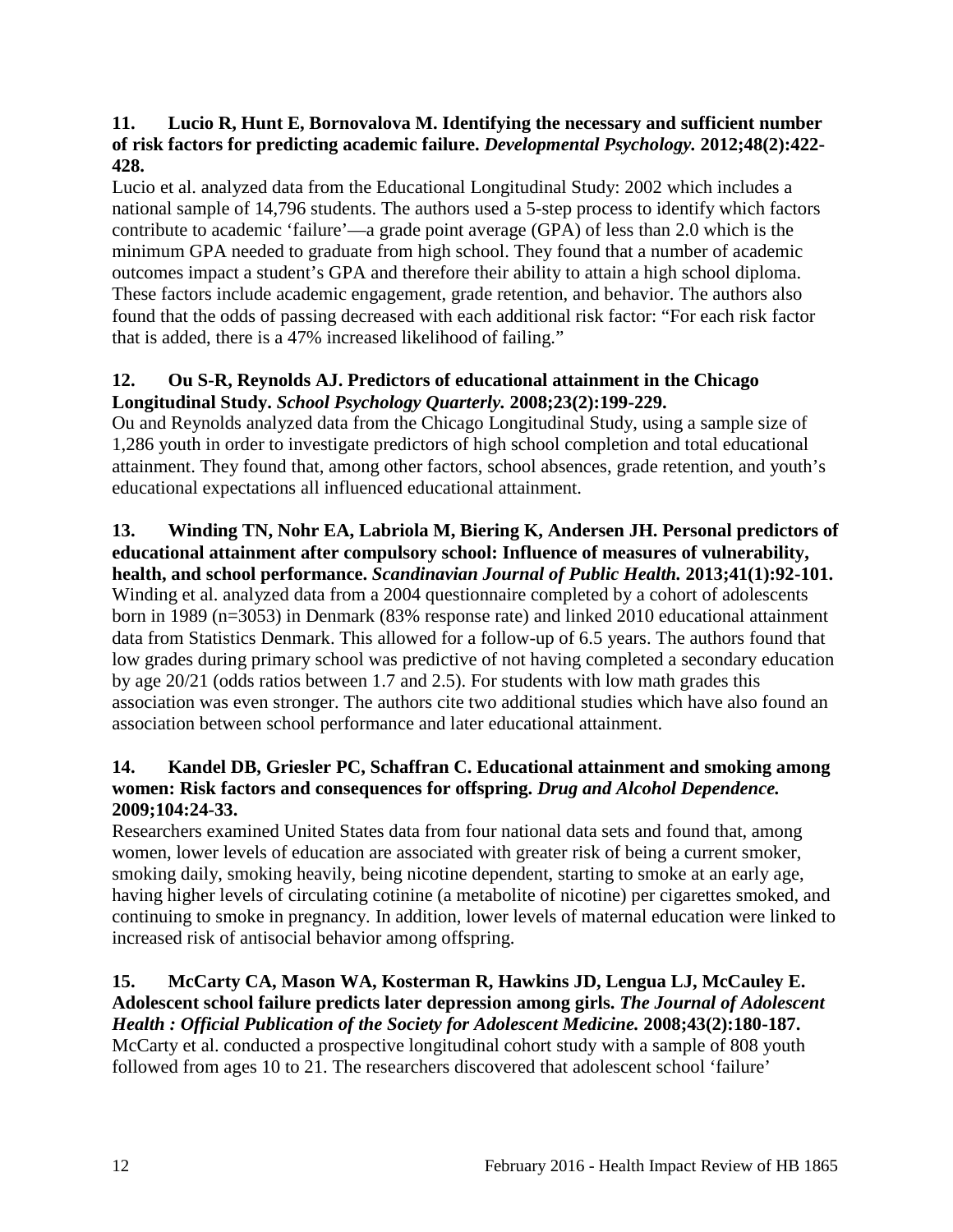**11. Lucio R, Hunt E, Bornovalova M. Identifying the necessary and sufficient number of risk factors for predicting academic failure.** ***Developmental Psychology.*** **2012;48(2):422-428.**

Lucio et al. analyzed data from the Educational Longitudinal Study: 2002 which includes a national sample of 14,796 students. The authors used a 5-step process to identify which factors contribute to academic 'failure'—a grade point average (GPA) of less than 2.0 which is the minimum GPA needed to graduate from high school. They found that a number of academic outcomes impact a student's GPA and therefore their ability to attain a high school diploma. These factors include academic engagement, grade retention, and behavior. The authors also found that the odds of passing decreased with each additional risk factor: "For each risk factor that is added, there is a 47% increased likelihood of failing."

**12. Ou S-R, Reynolds AJ. Predictors of educational attainment in the Chicago Longitudinal Study.** ***School Psychology Quarterly.*** **2008;23(2):199-229.**

Ou and Reynolds analyzed data from the Chicago Longitudinal Study, using a sample size of 1,286 youth in order to investigate predictors of high school completion and total educational attainment. They found that, among other factors, school absences, grade retention, and youth's educational expectations all influenced educational attainment.

**13. Winding TN, Nohr EA, Labriola M, Biering K, Andersen JH. Personal predictors of educational attainment after compulsory school: Influence of measures of vulnerability, health, and school performance.** ***Scandinavian Journal of Public Health.*** **2013;41(1):92-101.**

Winding et al. analyzed data from a 2004 questionnaire completed by a cohort of adolescents born in 1989 (n=3053) in Denmark (83% response rate) and linked 2010 educational attainment data from Statistics Denmark. This allowed for a follow-up of 6.5 years. The authors found that low grades during primary school was predictive of not having completed a secondary education by age 20/21 (odds ratios between 1.7 and 2.5). For students with low math grades this association was even stronger. The authors cite two additional studies which have also found an association between school performance and later educational attainment.

**14. Kandel DB, Griesler PC, Schaffran C. Educational attainment and smoking among women: Risk factors and consequences for offspring.** ***Drug and Alcohol Dependence.*** **2009;104:24-33.**

Researchers examined United States data from four national data sets and found that, among women, lower levels of education are associated with greater risk of being a current smoker, smoking daily, smoking heavily, being nicotine dependent, starting to smoke at an early age, having higher levels of circulating cotinine (a metabolite of nicotine) per cigarettes smoked, and continuing to smoke in pregnancy. In addition, lower levels of maternal education were linked to increased risk of antisocial behavior among offspring.

**15. McCarty CA, Mason WA, Kosterman R, Hawkins JD, Lengua LJ, McCauley E. Adolescent school failure predicts later depression among girls.** ***The Journal of Adolescent Health : Official Publication of the Society for Adolescent Medicine.*** **2008;43(2):180-187.**

McCarty et al. conducted a prospective longitudinal cohort study with a sample of 808 youth followed from ages 10 to 21. The researchers discovered that adolescent school 'failure'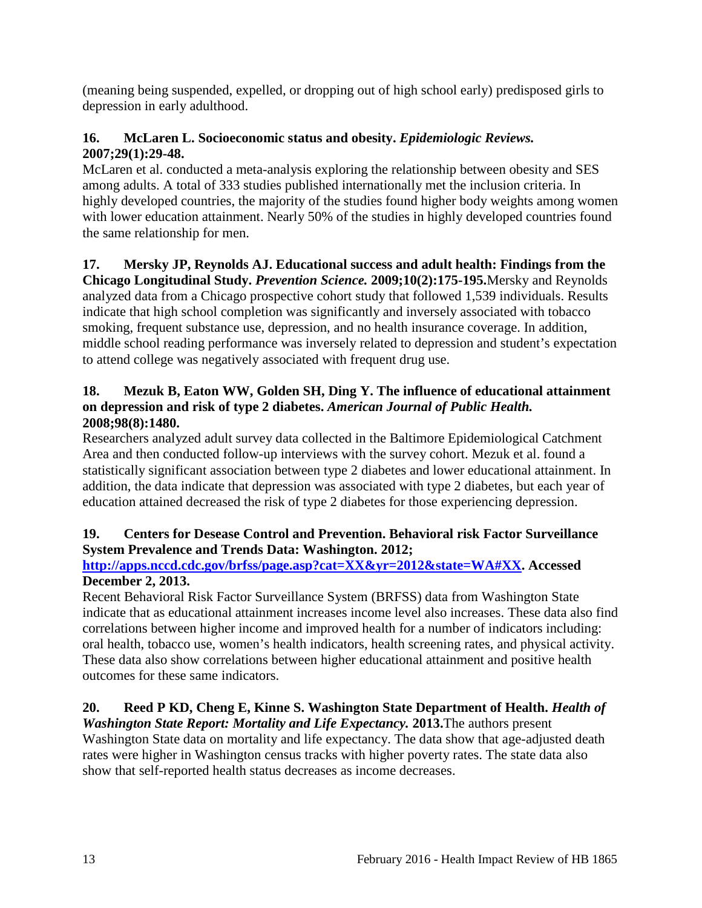(meaning being suspended, expelled, or dropping out of high school early) predisposed girls to depression in early adulthood.

**16. McLaren L. Socioeconomic status and obesity.** ***Epidemiologic Reviews.*** **2007;29(1):29-48.**
McLaren et al. conducted a meta-analysis exploring the relationship between obesity and SES among adults. A total of 333 studies published internationally met the inclusion criteria. In highly developed countries, the majority of the studies found higher body weights among women with lower education attainment. Nearly 50% of the studies in highly developed countries found the same relationship for men.

**17. Mersky JP, Reynolds AJ. Educational success and adult health: Findings from the Chicago Longitudinal Study.** ***Prevention Science.*** **2009;10(2):175-195.**Mersky and Reynolds analyzed data from a Chicago prospective cohort study that followed 1,539 individuals. Results indicate that high school completion was significantly and inversely associated with tobacco smoking, frequent substance use, depression, and no health insurance coverage. In addition, middle school reading performance was inversely related to depression and student's expectation to attend college was negatively associated with frequent drug use.

**18. Mezuk B, Eaton WW, Golden SH, Ding Y. The influence of educational attainment on depression and risk of type 2 diabetes.** ***American Journal of Public Health.*** **2008;98(8):1480.**
Researchers analyzed adult survey data collected in the Baltimore Epidemiological Catchment Area and then conducted follow-up interviews with the survey cohort. Mezuk et al. found a statistically significant association between type 2 diabetes and lower educational attainment. In addition, the data indicate that depression was associated with type 2 diabetes, but each year of education attained decreased the risk of type 2 diabetes for those experiencing depression.

**19. Centers for Desease Control and Prevention. Behavioral risk Factor Surveillance System Prevalence and Trends Data: Washington. 2012; [http://apps.nccd.cdc.gov/brfss/page.asp?cat=XX&yr=2012&state=WA#XX](http://apps.nccd.cdc.gov/brfss/page.asp?cat=XX&yr=2012&state=WA#XX). Accessed December 2, 2013.**
Recent Behavioral Risk Factor Surveillance System (BRFSS) data from Washington State indicate that as educational attainment increases income level also increases. These data also find correlations between higher income and improved health for a number of indicators including: oral health, tobacco use, women's health indicators, health screening rates, and physical activity. These data also show correlations between higher educational attainment and positive health outcomes for these same indicators.

**20. Reed P KD, Cheng E, Kinne S. Washington State Department of Health.** ***Health of Washington State Report: Mortality and Life Expectancy.*** **2013.**The authors present Washington State data on mortality and life expectancy. The data show that age-adjusted death rates were higher in Washington census tracks with higher poverty rates. The state data also show that self-reported health status decreases as income decreases.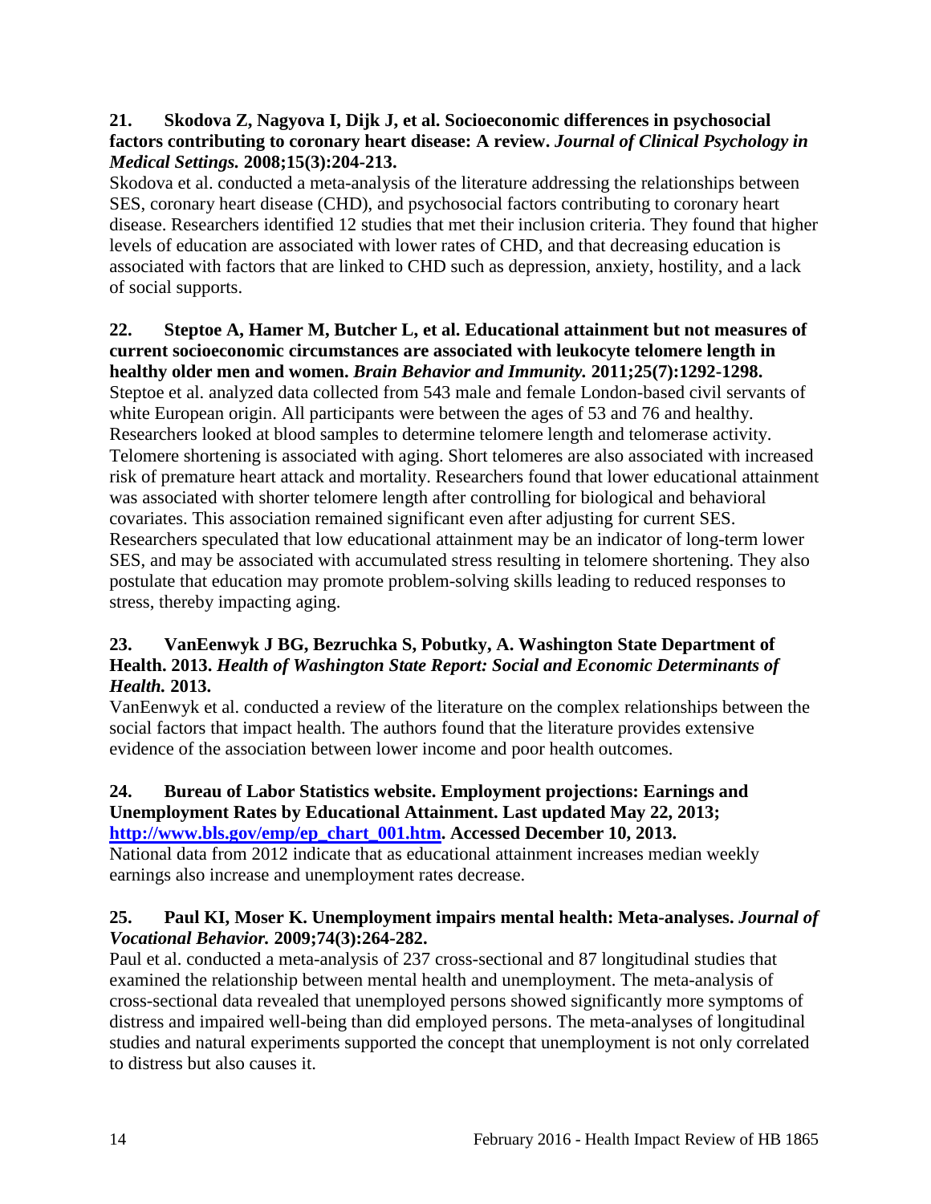**21. Skodova Z, Nagyova I, Dijk J, et al. Socioeconomic differences in psychosocial factors contributing to coronary heart disease: A review. *Journal of Clinical Psychology in Medical Settings.* 2008;15(3):204-213.**

Skodova et al. conducted a meta-analysis of the literature addressing the relationships between SES, coronary heart disease (CHD), and psychosocial factors contributing to coronary heart disease. Researchers identified 12 studies that met their inclusion criteria. They found that higher levels of education are associated with lower rates of CHD, and that decreasing education is associated with factors that are linked to CHD such as depression, anxiety, hostility, and a lack of social supports.

**22. Steptoe A, Hamer M, Butcher L, et al. Educational attainment but not measures of current socioeconomic circumstances are associated with leukocyte telomere length in healthy older men and women. *Brain Behavior and Immunity.* 2011;25(7):1292-1298.**

Steptoe et al. analyzed data collected from 543 male and female London-based civil servants of white European origin. All participants were between the ages of 53 and 76 and healthy. Researchers looked at blood samples to determine telomere length and telomerase activity. Telomere shortening is associated with aging. Short telomeres are also associated with increased risk of premature heart attack and mortality. Researchers found that lower educational attainment was associated with shorter telomere length after controlling for biological and behavioral covariates. This association remained significant even after adjusting for current SES. Researchers speculated that low educational attainment may be an indicator of long-term lower SES, and may be associated with accumulated stress resulting in telomere shortening. They also postulate that education may promote problem-solving skills leading to reduced responses to stress, thereby impacting aging.

**23. VanEenwyk J BG, Bezruchka S, Pobutky, A. Washington State Department of Health. 2013. *Health of Washington State Report: Social and Economic Determinants of Health.* 2013.**

VanEenwyk et al. conducted a review of the literature on the complex relationships between the social factors that impact health. The authors found that the literature provides extensive evidence of the association between lower income and poor health outcomes.

**24. Bureau of Labor Statistics website. Employment projections: Earnings and Unemployment Rates by Educational Attainment. Last updated May 22, 2013; [http://www.bls.gov/emp/ep_chart_001.htm](http://www.bls.gov/emp/ep_chart_001.htm). Accessed December 10, 2013.**

National data from 2012 indicate that as educational attainment increases median weekly earnings also increase and unemployment rates decrease.

**25. Paul KI, Moser K. Unemployment impairs mental health: Meta-analyses. *Journal of Vocational Behavior.* 2009;74(3):264-282.**

Paul et al. conducted a meta-analysis of 237 cross-sectional and 87 longitudinal studies that examined the relationship between mental health and unemployment. The meta-analysis of cross-sectional data revealed that unemployed persons showed significantly more symptoms of distress and impaired well-being than did employed persons. The meta-analyses of longitudinal studies and natural experiments supported the concept that unemployment is not only correlated to distress but also causes it.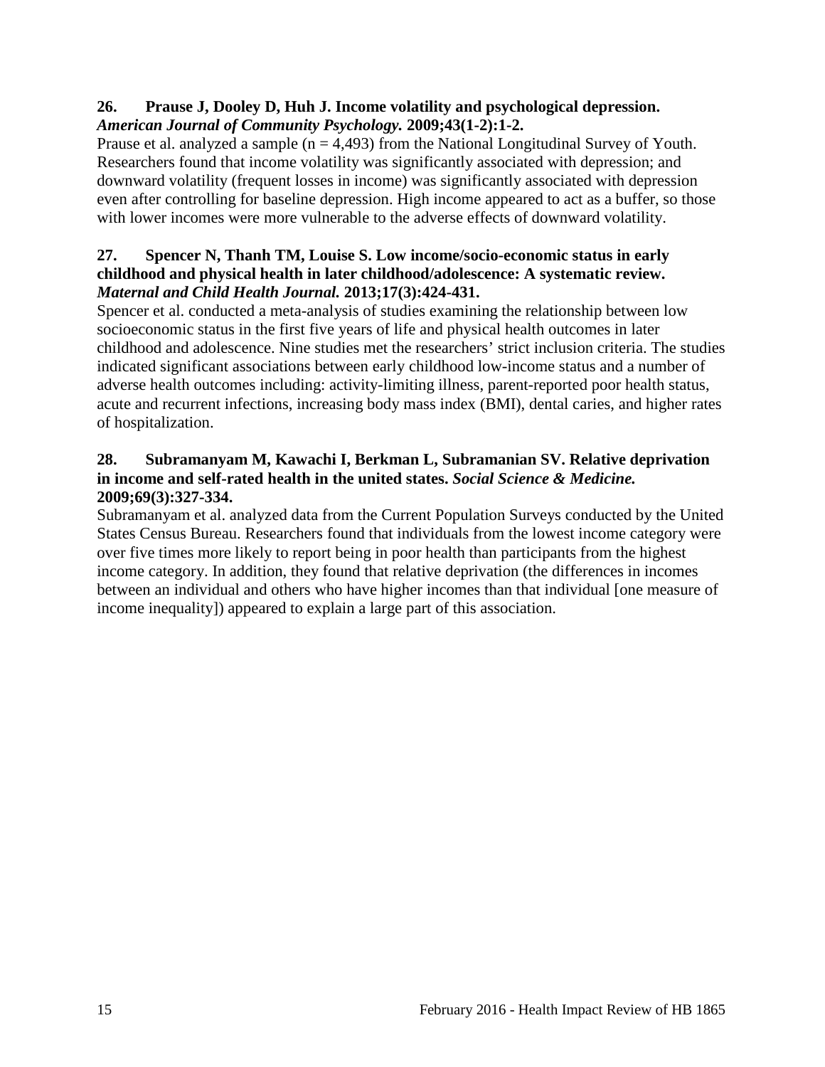**26. Prause J, Dooley D, Huh J. Income volatility and psychological depression. *American Journal of Community Psychology.* 2009;43(1-2):1-2.**

Prause et al. analyzed a sample (n = 4,493) from the National Longitudinal Survey of Youth. Researchers found that income volatility was significantly associated with depression; and downward volatility (frequent losses in income) was significantly associated with depression even after controlling for baseline depression. High income appeared to act as a buffer, so those with lower incomes were more vulnerable to the adverse effects of downward volatility.

**27. Spencer N, Thanh TM, Louise S. Low income/socio-economic status in early childhood and physical health in later childhood/adolescence: A systematic review. *Maternal and Child Health Journal.* 2013;17(3):424-431.**

Spencer et al. conducted a meta-analysis of studies examining the relationship between low socioeconomic status in the first five years of life and physical health outcomes in later childhood and adolescence. Nine studies met the researchers' strict inclusion criteria. The studies indicated significant associations between early childhood low-income status and a number of adverse health outcomes including: activity-limiting illness, parent-reported poor health status, acute and recurrent infections, increasing body mass index (BMI), dental caries, and higher rates of hospitalization.

**28. Subramanyam M, Kawachi I, Berkman L, Subramanian SV. Relative deprivation in income and self-rated health in the united states. *Social Science & Medicine.* 2009;69(3):327-334.**

Subramanyam et al. analyzed data from the Current Population Surveys conducted by the United States Census Bureau. Researchers found that individuals from the lowest income category were over five times more likely to report being in poor health than participants from the highest income category. In addition, they found that relative deprivation (the differences in incomes between an individual and others who have higher incomes than that individual [one measure of income inequality]) appeared to explain a large part of this association.